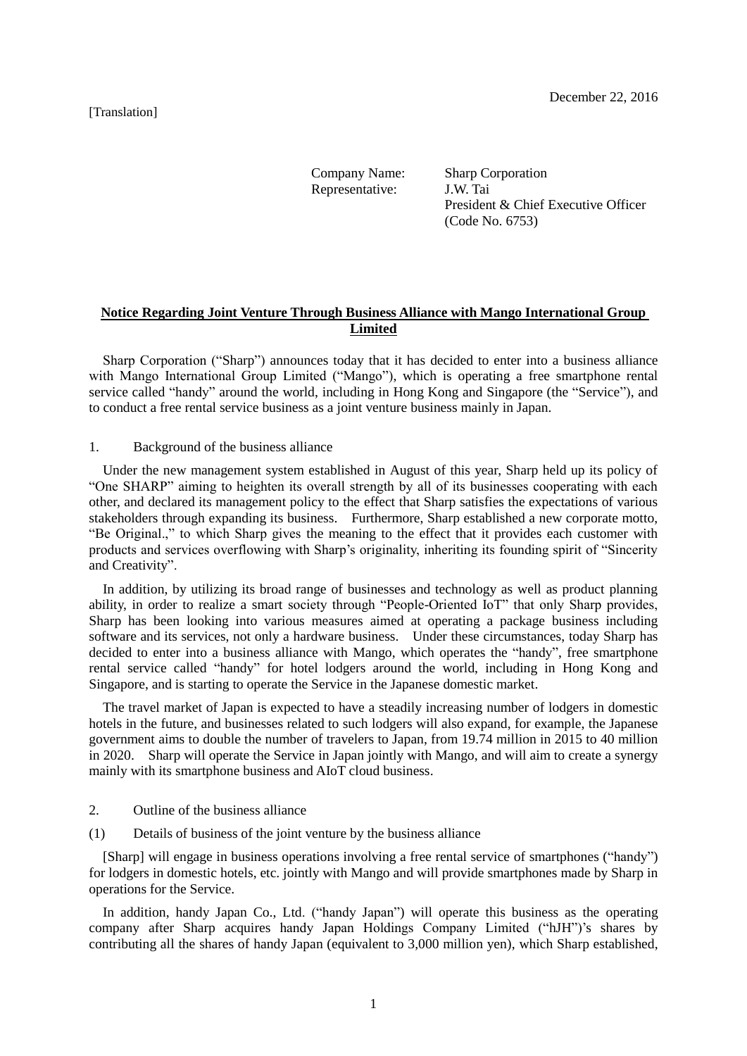[Translation]

December 22, 2016

Company Name: Sharp Corporation
Representative: J.W. Tai
President & Chief Executive Officer
(Code No. 6753)

## Notice Regarding Joint Venture Through Business Alliance with Mango International Group Limited

Sharp Corporation ("Sharp") announces today that it has decided to enter into a business alliance with Mango International Group Limited ("Mango"), which is operating a free smartphone rental service called "handy" around the world, including in Hong Kong and Singapore (the "Service"), and to conduct a free rental service business as a joint venture business mainly in Japan.

1. Background of the business alliance

Under the new management system established in August of this year, Sharp held up its policy of "One SHARP" aiming to heighten its overall strength by all of its businesses cooperating with each other, and declared its management policy to the effect that Sharp satisfies the expectations of various stakeholders through expanding its business. Furthermore, Sharp established a new corporate motto, "Be Original.," to which Sharp gives the meaning to the effect that it provides each customer with products and services overflowing with Sharp's originality, inheriting its founding spirit of "Sincerity and Creativity".

In addition, by utilizing its broad range of businesses and technology as well as product planning ability, in order to realize a smart society through "People-Oriented IoT" that only Sharp provides, Sharp has been looking into various measures aimed at operating a package business including software and its services, not only a hardware business. Under these circumstances, today Sharp has decided to enter into a business alliance with Mango, which operates the "handy", free smartphone rental service called "handy" for hotel lodgers around the world, including in Hong Kong and Singapore, and is starting to operate the Service in the Japanese domestic market.

The travel market of Japan is expected to have a steadily increasing number of lodgers in domestic hotels in the future, and businesses related to such lodgers will also expand, for example, the Japanese government aims to double the number of travelers to Japan, from 19.74 million in 2015 to 40 million in 2020. Sharp will operate the Service in Japan jointly with Mango, and will aim to create a synergy mainly with its smartphone business and AIoT cloud business.

2. Outline of the business alliance

(1) Details of business of the joint venture by the business alliance

[Sharp] will engage in business operations involving a free rental service of smartphones ("handy") for lodgers in domestic hotels, etc. jointly with Mango and will provide smartphones made by Sharp in operations for the Service.

In addition, handy Japan Co., Ltd. ("handy Japan") will operate this business as the operating company after Sharp acquires handy Japan Holdings Company Limited ("hJH")'s shares by contributing all the shares of handy Japan (equivalent to 3,000 million yen), which Sharp established,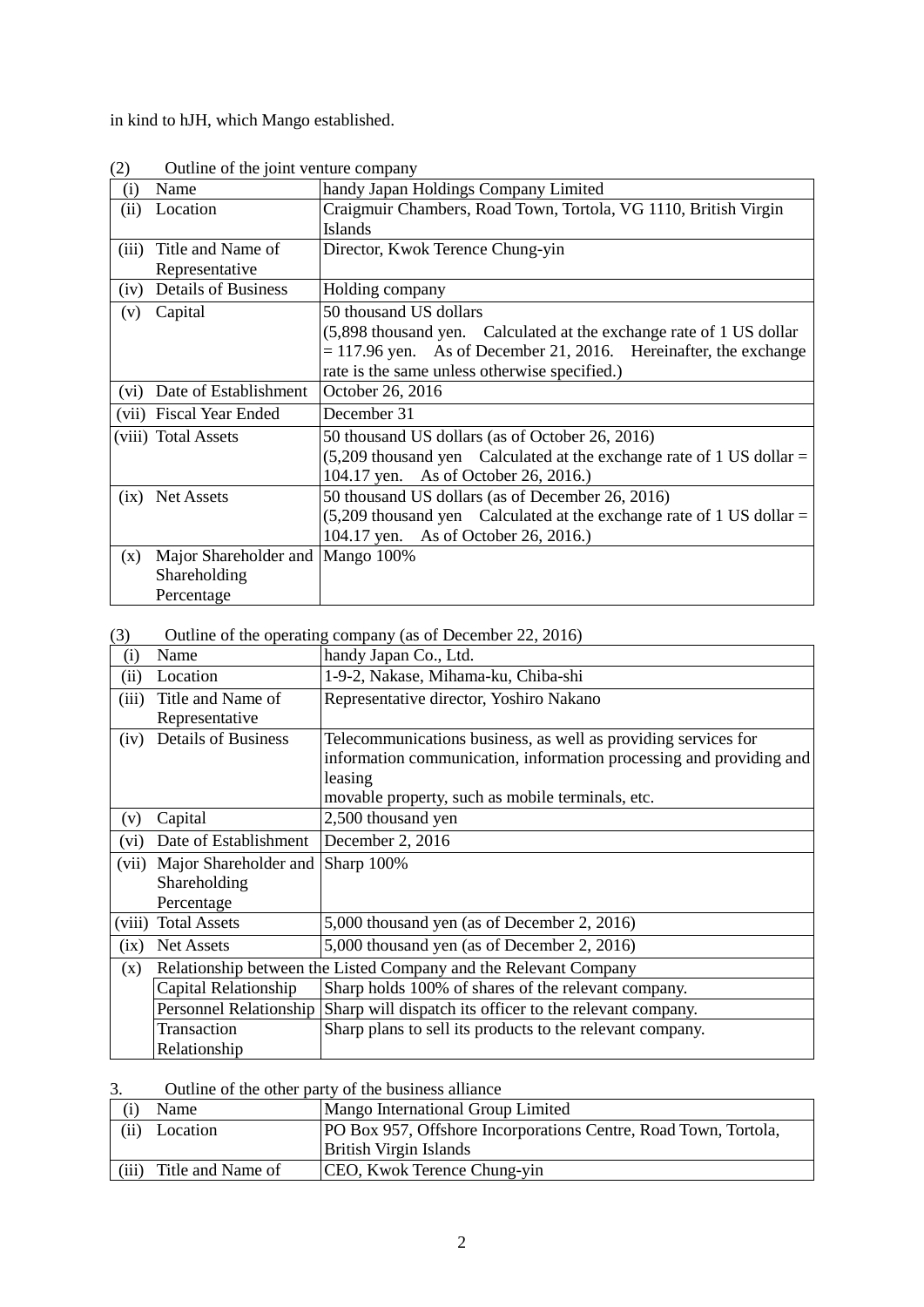in kind to hJH, which Mango established.

(2) Outline of the joint venture company

| | | |
|---|---|---|
| (i) | Name | handy Japan Holdings Company Limited |
| (ii) | Location | Craigmuir Chambers, Road Town, Tortola, VG 1110, British Virgin Islands |
| (iii) | Title and Name of Representative | Director, Kwok Terence Chung-yin |
| (iv) | Details of Business | Holding company |
| (v) | Capital | 50 thousand US dollars<br>(5,898 thousand yen. Calculated at the exchange rate of 1 US dollar = 117.96 yen. As of December 21, 2016. Hereinafter, the exchange rate is the same unless otherwise specified.) |
| (vi) | Date of Establishment | October 26, 2016 |
| (vii) | Fiscal Year Ended | December 31 |
| (viii) | Total Assets | 50 thousand US dollars (as of October 26, 2016)<br>(5,209 thousand yen Calculated at the exchange rate of 1 US dollar = 104.17 yen. As of October 26, 2016.) |
| (ix) | Net Assets | 50 thousand US dollars (as of December 26, 2016)<br>(5,209 thousand yen Calculated at the exchange rate of 1 US dollar = 104.17 yen. As of October 26, 2016.) |
| (x) | Major Shareholder and Shareholding Percentage | Mango 100% |

(3) Outline of the operating company (as of December 22, 2016)

| | | |
|---|---|---|
| (i) | Name | handy Japan Co., Ltd. |
| (ii) | Location | 1-9-2, Nakase, Mihama-ku, Chiba-shi |
| (iii) | Title and Name of Representative | Representative director, Yoshiro Nakano |
| (iv) | Details of Business | Telecommunications business, as well as providing services for information communication, information processing and providing and leasing<br>movable property, such as mobile terminals, etc. |
| (v) | Capital | 2,500 thousand yen |
| (vi) | Date of Establishment | December 2, 2016 |
| (vii) | Major Shareholder and Shareholding Percentage | Sharp 100% |
| (viii) | Total Assets | 5,000 thousand yen (as of December 2, 2016) |
| (ix) | Net Assets | 5,000 thousand yen (as of December 2, 2016) |
| (x) | Relationship between the Listed Company and the Relevant Company | |
| | Capital Relationship | Sharp holds 100% of shares of the relevant company. |
| | Personnel Relationship | Sharp will dispatch its officer to the relevant company. |
| | Transaction Relationship | Sharp plans to sell its products to the relevant company. |

3. Outline of the other party of the business alliance

| | | |
|---|---|---|
| (i) | Name | Mango International Group Limited |
| (ii) | Location | PO Box 957, Offshore Incorporations Centre, Road Town, Tortola, British Virgin Islands |
| (iii) | Title and Name of | CEO, Kwok Terence Chung-yin |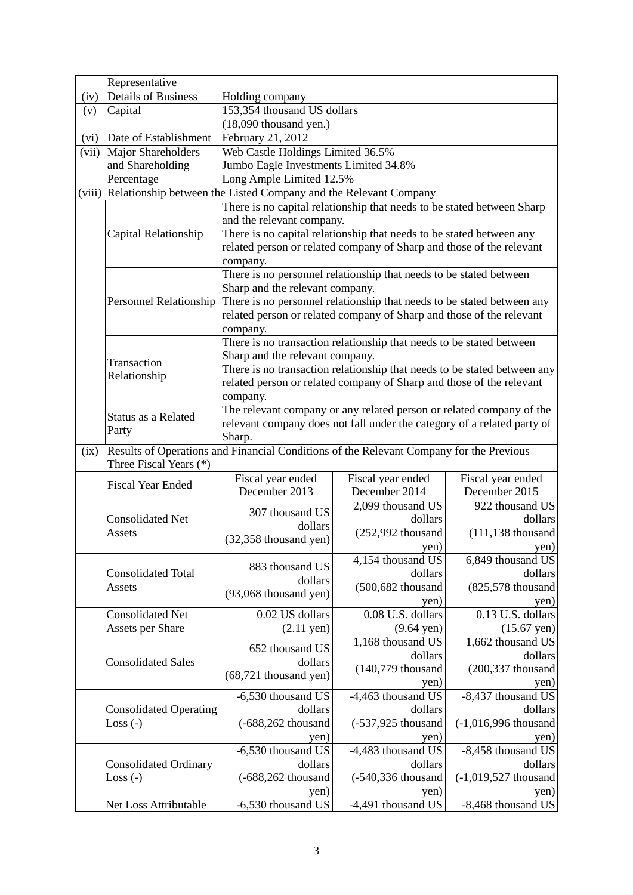| | | | | |
|---|---|---|---|---|
| | Representative | | | |
| (iv) | Details of Business | Holding company | | |
| (v) | Capital | 153,354 thousand US dollars (18,090 thousand yen.) | | |
| (vi) | Date of Establishment | February 21, 2012 | | |
| (vii) | Major Shareholders and Shareholding Percentage | Web Castle Holdings Limited 36.5%<br>Jumbo Eagle Investments Limited 34.8%<br>Long Ample Limited 12.5% | | |
| (viii) | Relationship between the Listed Company and the Relevant Company | | | |
| | Capital Relationship | There is no capital relationship that needs to be stated between Sharp and the relevant company.<br>There is no capital relationship that needs to be stated between any related person or related company of Sharp and those of the relevant company. | | |
| | Personnel Relationship | There is no personnel relationship that needs to be stated between Sharp and the relevant company.<br>There is no personnel relationship that needs to be stated between any related person or related company of Sharp and those of the relevant company. | | |
| | Transaction Relationship | There is no transaction relationship that needs to be stated between Sharp and the relevant company.<br>There is no transaction relationship that needs to be stated between any related person or related company of Sharp and those of the relevant company. | | |
| | Status as a Related Party | The relevant company or any related person or related company of the relevant company does not fall under the category of a related party of Sharp. | | |
| (ix) | Results of Operations and Financial Conditions of the Relevant Company for the Previous Three Fiscal Years (*) | | | |
| | Fiscal Year Ended | Fiscal year ended December 2013 | Fiscal year ended December 2014 | Fiscal year ended December 2015 |
| | Consolidated Net Assets | 307 thousand US dollars (32,358 thousand yen) | 2,099 thousand US dollars (252,992 thousand yen) | 922 thousand US dollars (111,138 thousand yen) |
| | Consolidated Total Assets | 883 thousand US dollars (93,068 thousand yen) | 4,154 thousand US dollars (500,682 thousand yen) | 6,849 thousand US dollars (825,578 thousand yen) |
| | Consolidated Net Assets per Share | 0.02 US dollars (2.11 yen) | 0.08 U.S. dollars (9.64 yen) | 0.13 U.S. dollars (15.67 yen) |
| | Consolidated Sales | 652 thousand US dollars (68,721 thousand yen) | 1,168 thousand US dollars (140,779 thousand yen) | 1,662 thousand US dollars (200,337 thousand yen) |
| | Consolidated Operating Loss (-) | -6,530 thousand US dollars (-688,262 thousand yen) | -4,463 thousand US dollars (-537,925 thousand yen) | -8,437 thousand US dollars (-1,016,996 thousand yen) |
| | Consolidated Ordinary Loss (-) | -6,530 thousand US dollars (-688,262 thousand yen) | -4,483 thousand US dollars (-540,336 thousand yen) | -8,458 thousand US dollars (-1,019,527 thousand yen) |
| | Net Loss Attributable | -6,530 thousand US | -4,491 thousand US | -8,468 thousand US |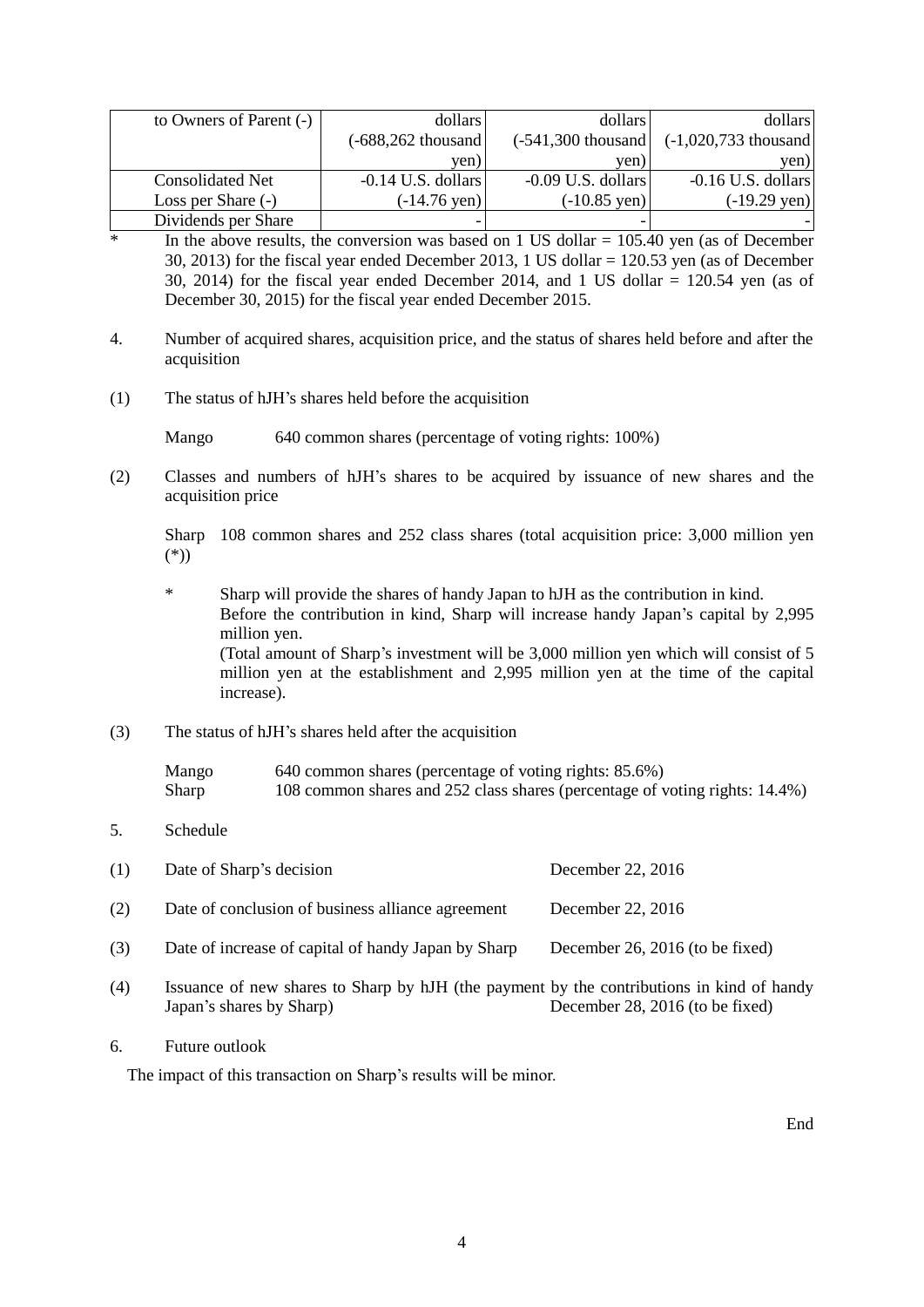| | | | |
|---|---|---|---|
| to Owners of Parent (-) | dollars (-688,262 thousand yen) | dollars (-541,300 thousand yen) | dollars (-1,020,733 thousand yen) |
| Consolidated Net Loss per Share (-) | -0.14 U.S. dollars (-14.76 yen) | -0.09 U.S. dollars (-10.85 yen) | -0.16 U.S. dollars (-19.29 yen) |
| Dividends per Share | - | - | - |

\* In the above results, the conversion was based on 1 US dollar = 105.40 yen (as of December 30, 2013) for the fiscal year ended December 2013, 1 US dollar = 120.53 yen (as of December 30, 2014) for the fiscal year ended December 2014, and 1 US dollar = 120.54 yen (as of December 30, 2015) for the fiscal year ended December 2015.

4. Number of acquired shares, acquisition price, and the status of shares held before and after the acquisition

(1) The status of hJH's shares held before the acquisition

Mango 640 common shares (percentage of voting rights: 100%)

(2) Classes and numbers of hJH's shares to be acquired by issuance of new shares and the acquisition price

Sharp 108 common shares and 252 class shares (total acquisition price: 3,000 million yen (*))

\* Sharp will provide the shares of handy Japan to hJH as the contribution in kind.
Before the contribution in kind, Sharp will increase handy Japan's capital by 2,995 million yen.
(Total amount of Sharp's investment will be 3,000 million yen which will consist of 5 million yen at the establishment and 2,995 million yen at the time of the capital increase).

(3) The status of hJH's shares held after the acquisition

Mango 640 common shares (percentage of voting rights: 85.6%)
Sharp 108 common shares and 252 class shares (percentage of voting rights: 14.4%)

5. Schedule

(1) Date of Sharp's decision — December 22, 2016

(2) Date of conclusion of business alliance agreement — December 22, 2016

(3) Date of increase of capital of handy Japan by Sharp — December 26, 2016 (to be fixed)

(4) Issuance of new shares to Sharp by hJH (the payment by the contributions in kind of handy Japan's shares by Sharp) — December 28, 2016 (to be fixed)

6. Future outlook

The impact of this transaction on Sharp's results will be minor.

End